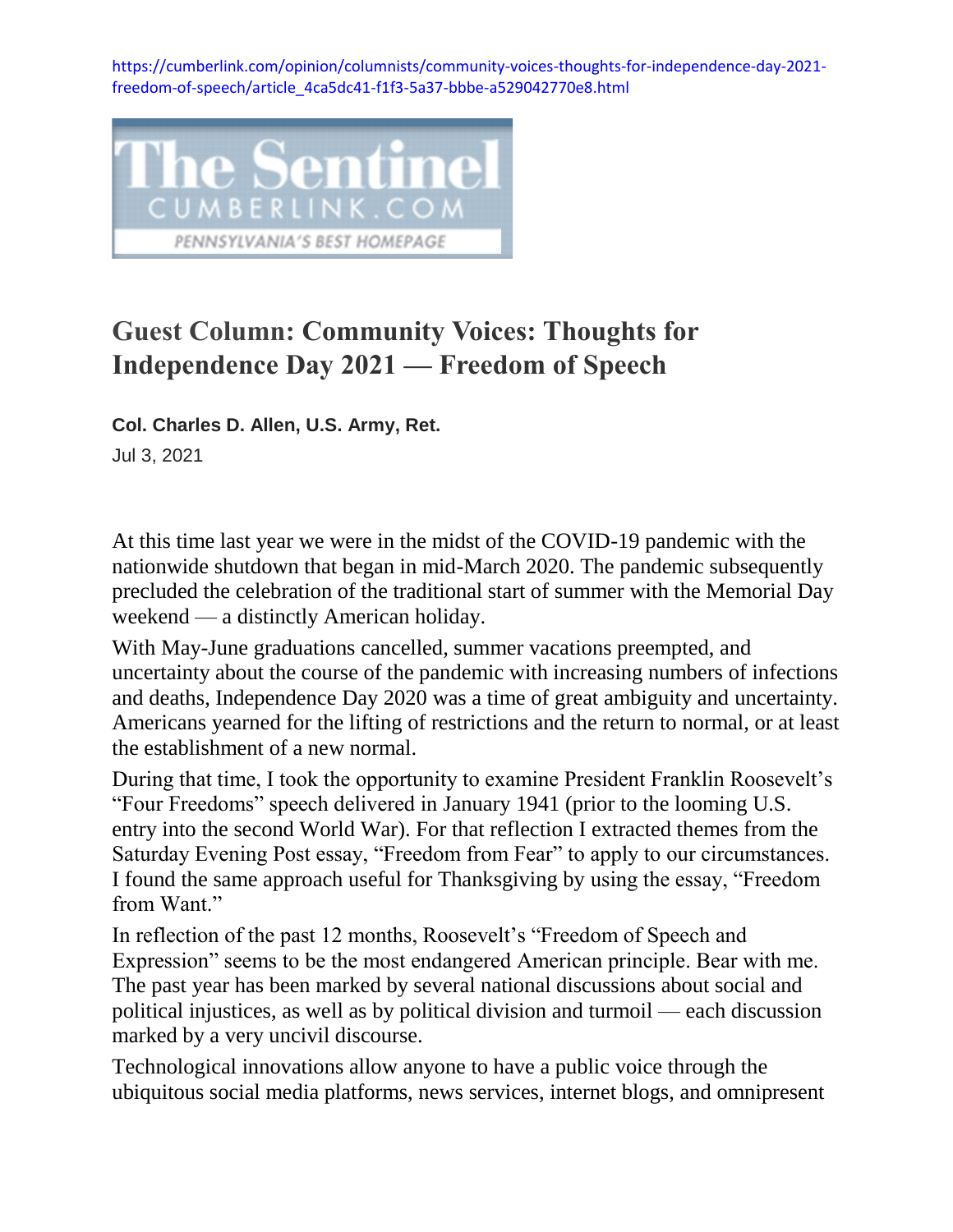https://cumberlink.com/opinion/columnists/community-voices-thoughts-for-independence-day-2021-freedom-of-speech/article_4ca5dc41-f1f3-5a37-bbbe-a529042770e8.html

The Sentinel
CUMBERLINK.COM
PENNSYLVANIA'S BEST HOMEPAGE

# Guest Column: Community Voices: Thoughts for Independence Day 2021 — Freedom of Speech

**Col. Charles D. Allen, U.S. Army, Ret.**

Jul 3, 2021

At this time last year we were in the midst of the COVID-19 pandemic with the nationwide shutdown that began in mid-March 2020. The pandemic subsequently precluded the celebration of the traditional start of summer with the Memorial Day weekend — a distinctly American holiday.

With May-June graduations cancelled, summer vacations preempted, and uncertainty about the course of the pandemic with increasing numbers of infections and deaths, Independence Day 2020 was a time of great ambiguity and uncertainty. Americans yearned for the lifting of restrictions and the return to normal, or at least the establishment of a new normal.

During that time, I took the opportunity to examine President Franklin Roosevelt's "Four Freedoms" speech delivered in January 1941 (prior to the looming U.S. entry into the second World War). For that reflection I extracted themes from the Saturday Evening Post essay, "Freedom from Fear" to apply to our circumstances. I found the same approach useful for Thanksgiving by using the essay, "Freedom from Want."

In reflection of the past 12 months, Roosevelt's "Freedom of Speech and Expression" seems to be the most endangered American principle. Bear with me. The past year has been marked by several national discussions about social and political injustices, as well as by political division and turmoil — each discussion marked by a very uncivil discourse.

Technological innovations allow anyone to have a public voice through the ubiquitous social media platforms, news services, internet blogs, and omnipresent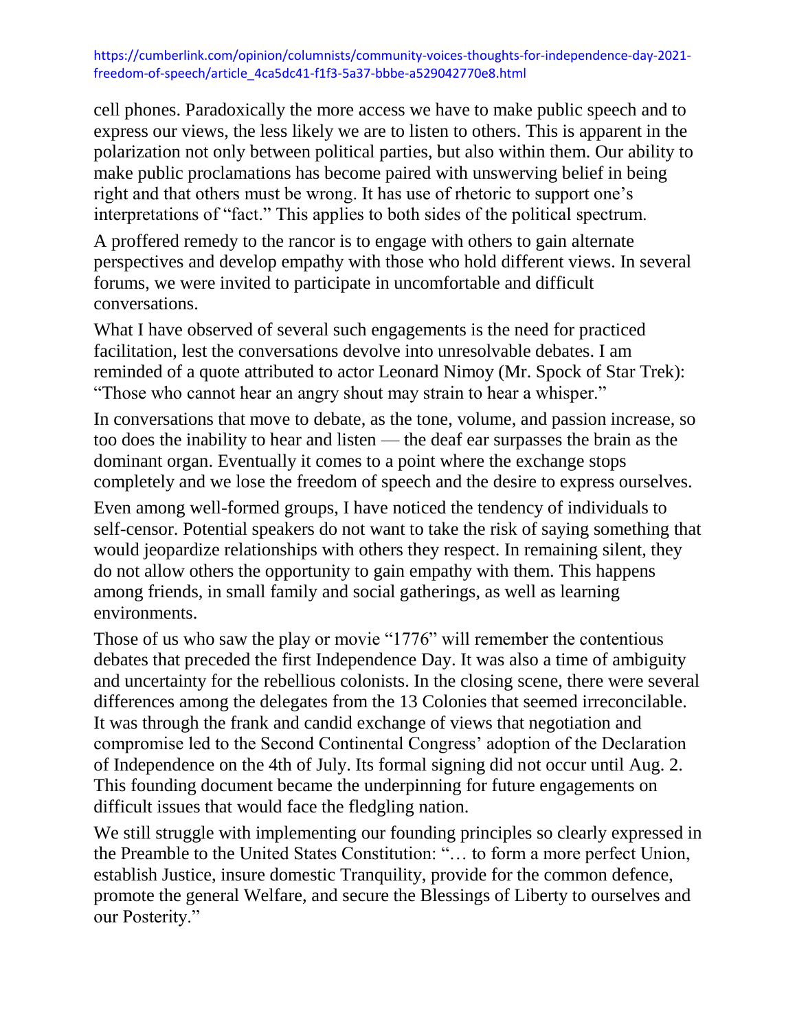cell phones. Paradoxically the more access we have to make public speech and to express our views, the less likely we are to listen to others. This is apparent in the polarization not only between political parties, but also within them. Our ability to make public proclamations has become paired with unswerving belief in being right and that others must be wrong. It has use of rhetoric to support one's interpretations of "fact." This applies to both sides of the political spectrum.

A proffered remedy to the rancor is to engage with others to gain alternate perspectives and develop empathy with those who hold different views. In several forums, we were invited to participate in uncomfortable and difficult conversations.

What I have observed of several such engagements is the need for practiced facilitation, lest the conversations devolve into unresolvable debates. I am reminded of a quote attributed to actor Leonard Nimoy (Mr. Spock of Star Trek): "Those who cannot hear an angry shout may strain to hear a whisper."

In conversations that move to debate, as the tone, volume, and passion increase, so too does the inability to hear and listen — the deaf ear surpasses the brain as the dominant organ. Eventually it comes to a point where the exchange stops completely and we lose the freedom of speech and the desire to express ourselves.

Even among well-formed groups, I have noticed the tendency of individuals to self-censor. Potential speakers do not want to take the risk of saying something that would jeopardize relationships with others they respect. In remaining silent, they do not allow others the opportunity to gain empathy with them. This happens among friends, in small family and social gatherings, as well as learning environments.

Those of us who saw the play or movie "1776" will remember the contentious debates that preceded the first Independence Day. It was also a time of ambiguity and uncertainty for the rebellious colonists. In the closing scene, there were several differences among the delegates from the 13 Colonies that seemed irreconcilable. It was through the frank and candid exchange of views that negotiation and compromise led to the Second Continental Congress' adoption of the Declaration of Independence on the 4th of July. Its formal signing did not occur until Aug. 2. This founding document became the underpinning for future engagements on difficult issues that would face the fledgling nation.

We still struggle with implementing our founding principles so clearly expressed in the Preamble to the United States Constitution: "… to form a more perfect Union, establish Justice, insure domestic Tranquility, provide for the common defence, promote the general Welfare, and secure the Blessings of Liberty to ourselves and our Posterity."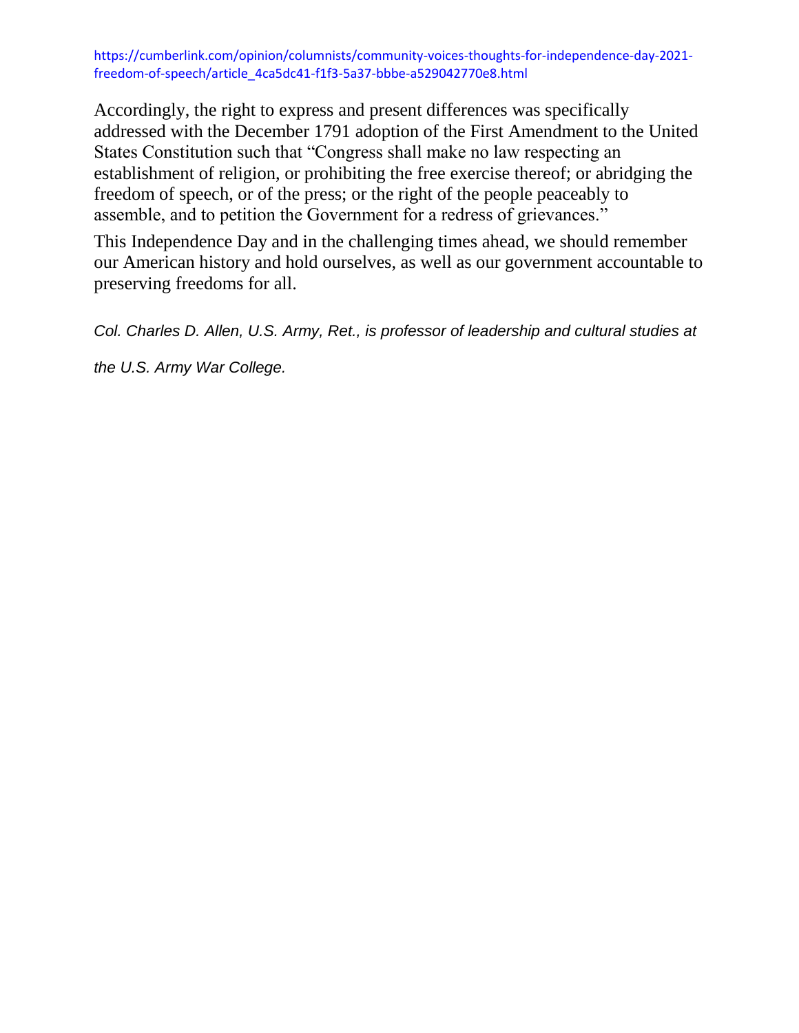https://cumberlink.com/opinion/columnists/community-voices-thoughts-for-independence-day-2021-freedom-of-speech/article_4ca5dc41-f1f3-5a37-bbbe-a529042770e8.html

Accordingly, the right to express and present differences was specifically addressed with the December 1791 adoption of the First Amendment to the United States Constitution such that "Congress shall make no law respecting an establishment of religion, or prohibiting the free exercise thereof; or abridging the freedom of speech, or of the press; or the right of the people peaceably to assemble, and to petition the Government for a redress of grievances."

This Independence Day and in the challenging times ahead, we should remember our American history and hold ourselves, as well as our government accountable to preserving freedoms for all.

*Col. Charles D. Allen, U.S. Army, Ret., is professor of leadership and cultural studies at the U.S. Army War College.*